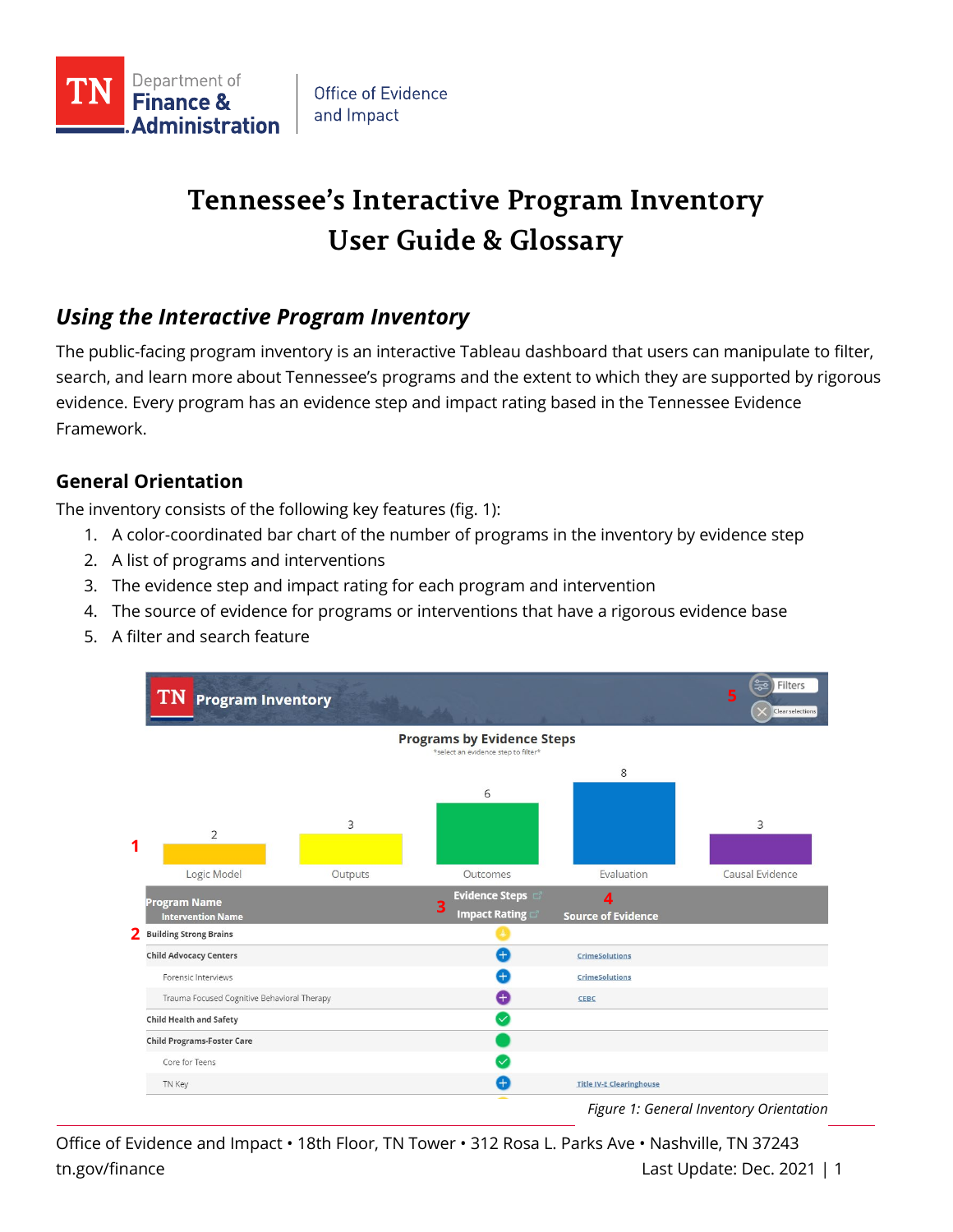# Tennessee's Interactive Program Inventory
# User Guide & Glossary

## *Using the Interactive Program Inventory*

The public-facing program inventory is an interactive Tableau dashboard that users can manipulate to filter, search, and learn more about Tennessee's programs and the extent to which they are supported by rigorous evidence. Every program has an evidence step and impact rating based in the Tennessee Evidence Framework.

### General Orientation

The inventory consists of the following key features (fig. 1):

1. A color-coordinated bar chart of the number of programs in the inventory by evidence step
2. A list of programs and interventions
3. The evidence step and impact rating for each program and intervention
4. The source of evidence for programs or interventions that have a rigorous evidence base
5. A filter and search feature

*Figure 1: General Inventory Orientation*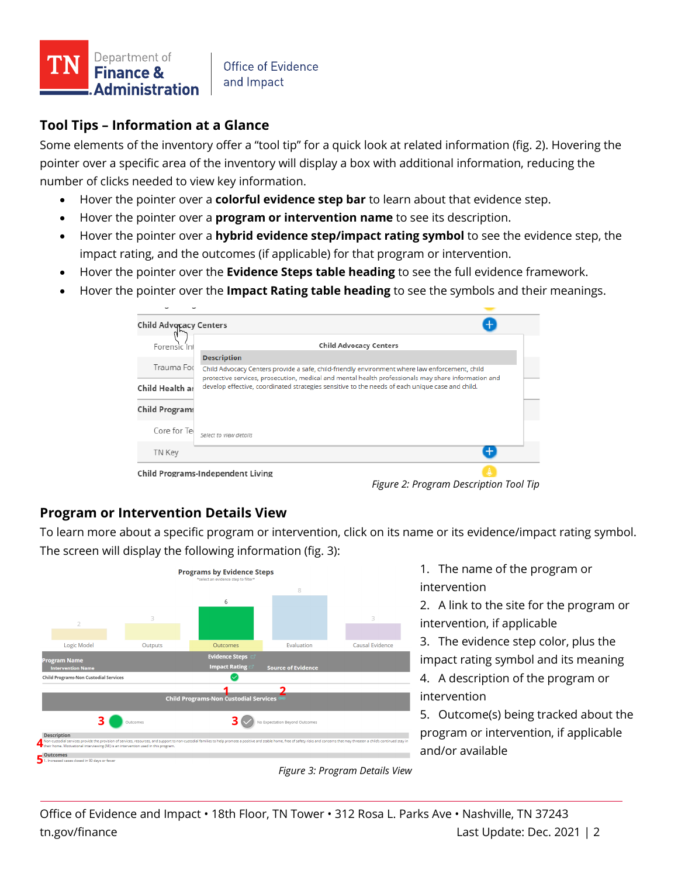## Tool Tips – Information at a Glance

Some elements of the inventory offer a "tool tip" for a quick look at related information (fig. 2). Hovering the pointer over a specific area of the inventory will display a box with additional information, reducing the number of clicks needed to view key information.

- Hover the pointer over a **colorful evidence step bar** to learn about that evidence step.
- Hover the pointer over a **program or intervention name** to see its description.
- Hover the pointer over a **hybrid evidence step/impact rating symbol** to see the evidence step, the impact rating, and the outcomes (if applicable) for that program or intervention.
- Hover the pointer over the **Evidence Steps table heading** to see the full evidence framework.
- Hover the pointer over the **Impact Rating table heading** to see the symbols and their meanings.

*Figure 2: Program Description Tool Tip*

## Program or Intervention Details View

To learn more about a specific program or intervention, click on its name or its evidence/impact rating symbol. The screen will display the following information (fig. 3):

1. The name of the program or intervention
2. A link to the site for the program or intervention, if applicable
3. The evidence step color, plus the impact rating symbol and its meaning
4. A description of the program or intervention
5. Outcome(s) being tracked about the program or intervention, if applicable and/or available

*Figure 3: Program Details View*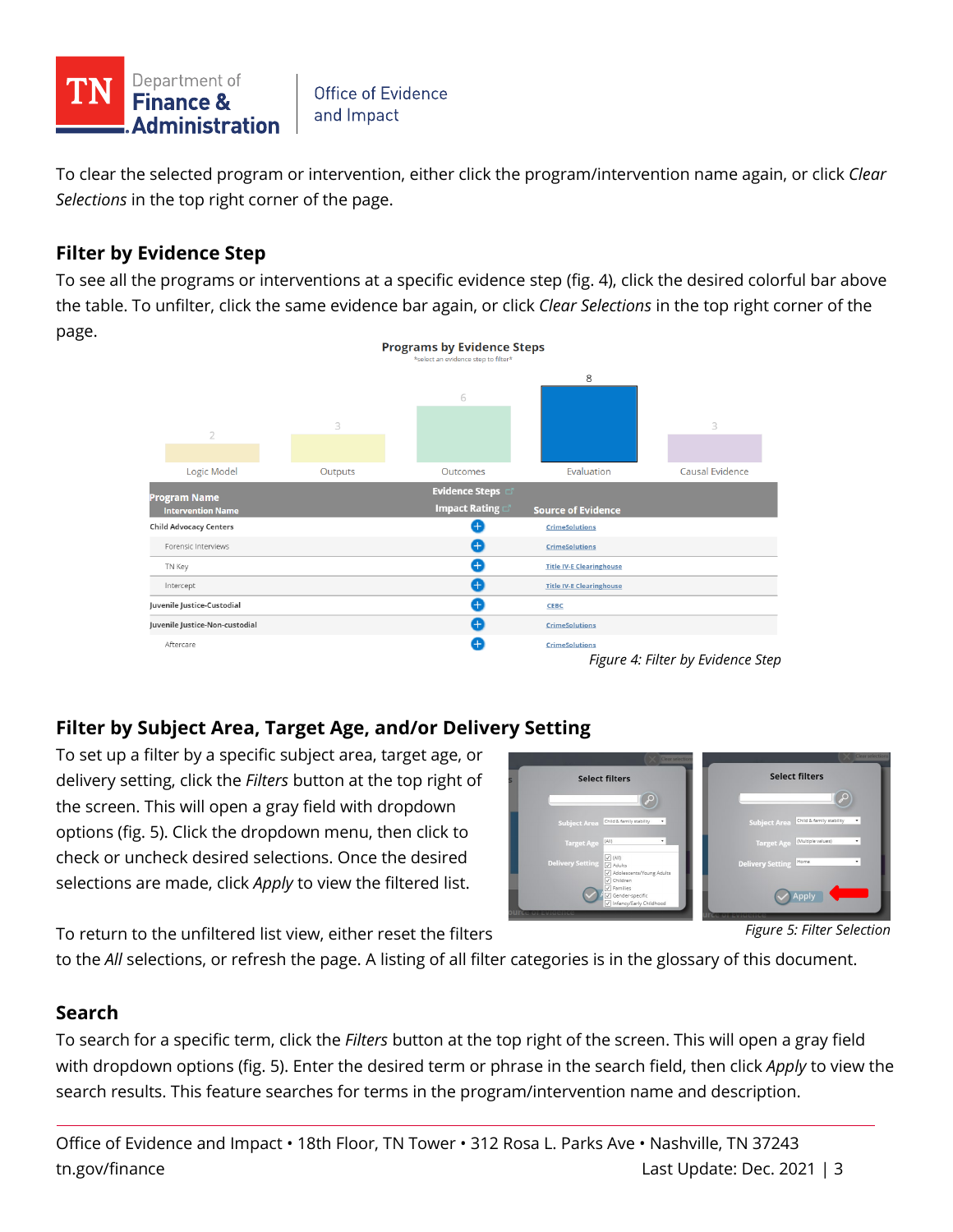To clear the selected program or intervention, either click the program/intervention name again, or click *Clear Selections* in the top right corner of the page.

## Filter by Evidence Step

To see all the programs or interventions at a specific evidence step (fig. 4), click the desired colorful bar above the table. To unfilter, click the same evidence bar again, or click *Clear Selections* in the top right corner of the page.

*Figure 4: Filter by Evidence Step*

## Filter by Subject Area, Target Age, and/or Delivery Setting

To set up a filter by a specific subject area, target age, or delivery setting, click the *Filters* button at the top right of the screen. This will open a gray field with dropdown options (fig. 5). Click the dropdown menu, then click to check or uncheck desired selections. Once the desired selections are made, click *Apply* to view the filtered list.

*Figure 5: Filter Selection*

To return to the unfiltered list view, either reset the filters to the *All* selections, or refresh the page. A listing of all filter categories is in the glossary of this document.

## Search

To search for a specific term, click the *Filters* button at the top right of the screen. This will open a gray field with dropdown options (fig. 5). Enter the desired term or phrase in the search field, then click *Apply* to view the search results. This feature searches for terms in the program/intervention name and description.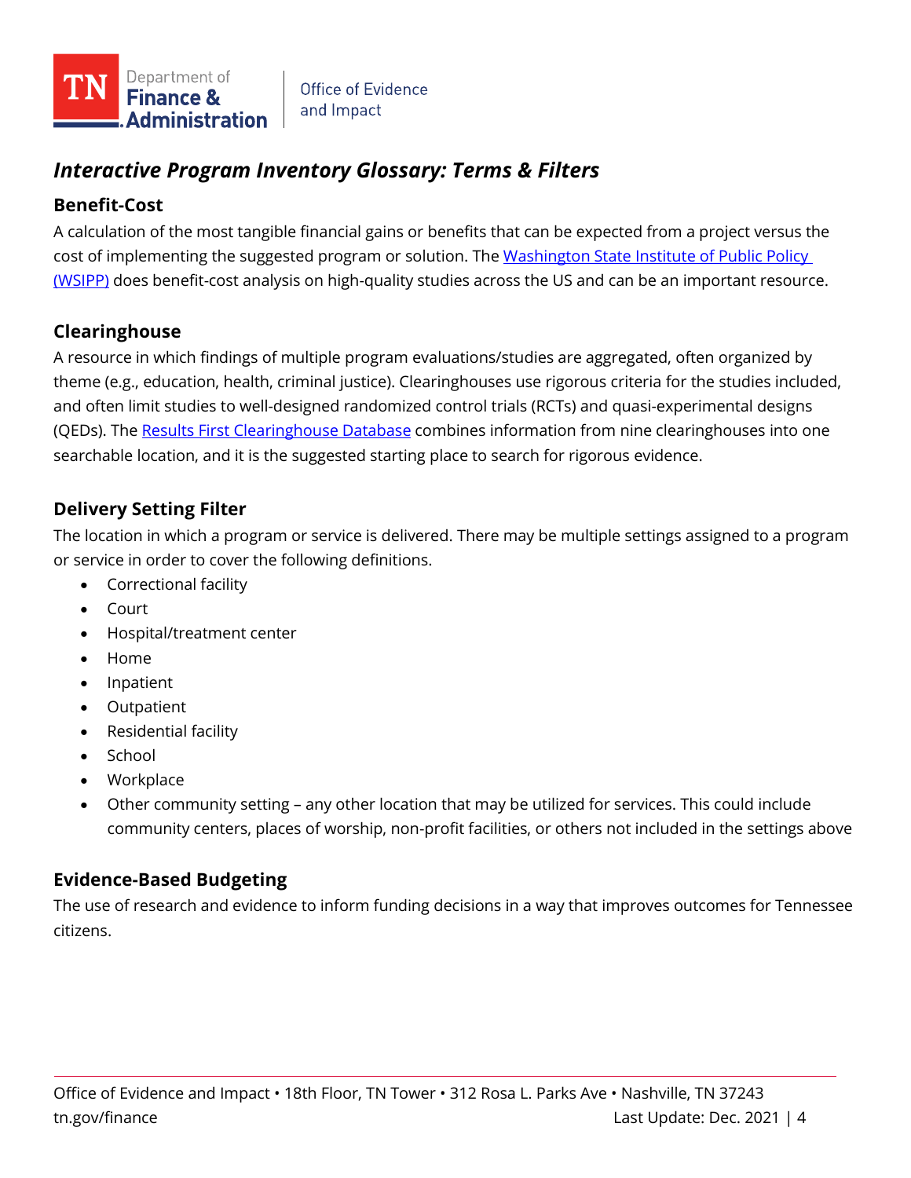## *Interactive Program Inventory Glossary: Terms & Filters*

### Benefit-Cost

A calculation of the most tangible financial gains or benefits that can be expected from a project versus the cost of implementing the suggested program or solution. The Washington State Institute of Public Policy (WSIPP) does benefit-cost analysis on high-quality studies across the US and can be an important resource.

### Clearinghouse

A resource in which findings of multiple program evaluations/studies are aggregated, often organized by theme (e.g., education, health, criminal justice). Clearinghouses use rigorous criteria for the studies included, and often limit studies to well-designed randomized control trials (RCTs) and quasi-experimental designs (QEDs). The Results First Clearinghouse Database combines information from nine clearinghouses into one searchable location, and it is the suggested starting place to search for rigorous evidence.

### Delivery Setting Filter

The location in which a program or service is delivered. There may be multiple settings assigned to a program or service in order to cover the following definitions.

- Correctional facility
- Court
- Hospital/treatment center
- Home
- Inpatient
- Outpatient
- Residential facility
- School
- Workplace
- Other community setting – any other location that may be utilized for services. This could include community centers, places of worship, non-profit facilities, or others not included in the settings above

### Evidence-Based Budgeting

The use of research and evidence to inform funding decisions in a way that improves outcomes for Tennessee citizens.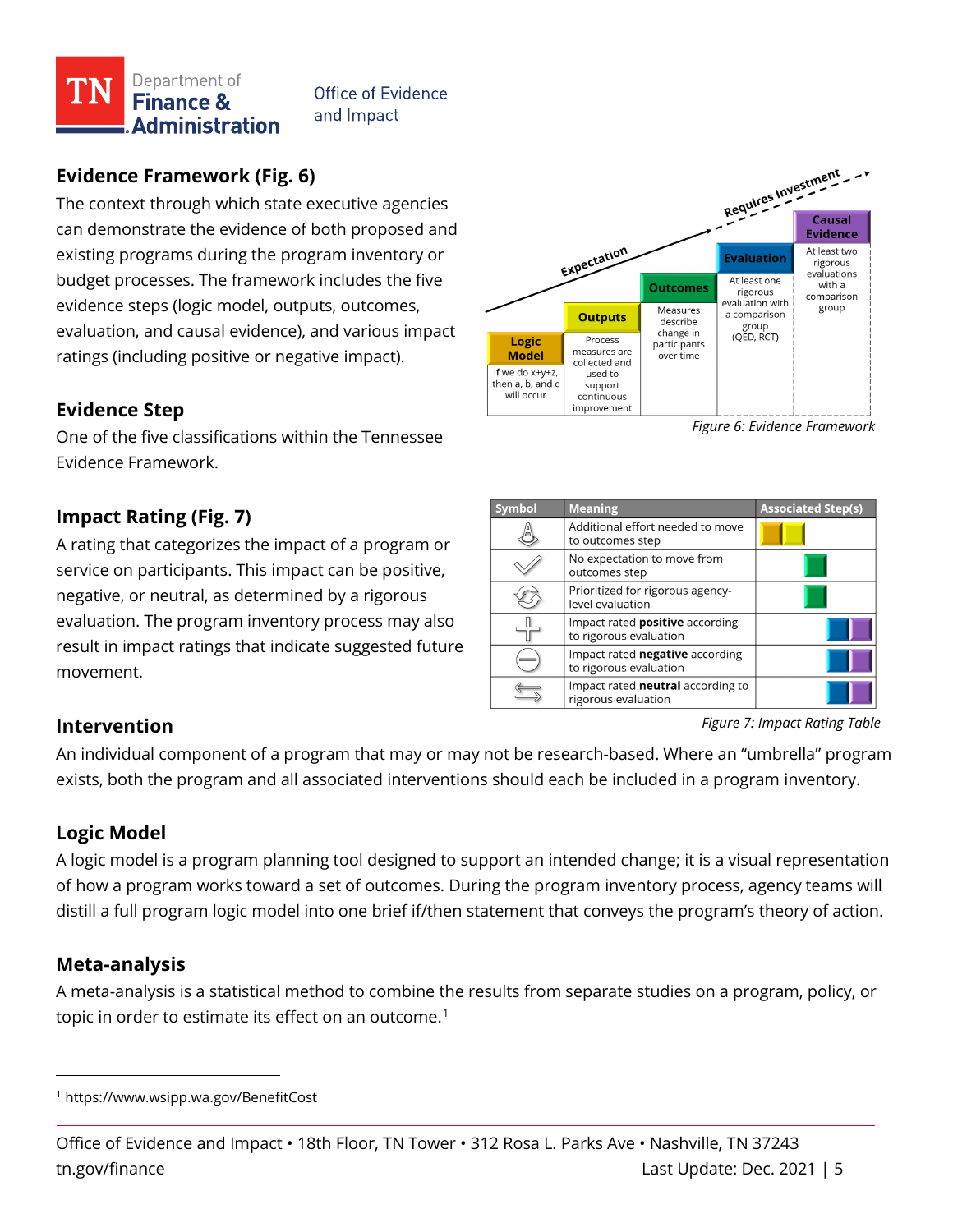## Evidence Framework (Fig. 6)

The context through which state executive agencies can demonstrate the evidence of both proposed and existing programs during the program inventory or budget processes. The framework includes the five evidence steps (logic model, outputs, outcomes, evaluation, and causal evidence), and various impact ratings (including positive or negative impact).

| Logic Model | Outputs | Outcomes | Evaluation | Causal Evidence |
|---|---|---|---|---|
| If we do x+y+z, then a, b, and c will occur | Process measures are collected and used to support continuous improvement | Measures describe change in participants over time | At least one rigorous evaluation with a comparison group (QED, RCT) | At least two rigorous evaluations with a comparison group |

Expectation → Requires Investment

*Figure 6: Evidence Framework*

## Evidence Step

One of the five classifications within the Tennessee Evidence Framework.

## Impact Rating (Fig. 7)

A rating that categorizes the impact of a program or service on participants. This impact can be positive, negative, or neutral, as determined by a rigorous evaluation. The program inventory process may also result in impact ratings that indicate suggested future movement.

| Symbol | Meaning | Associated Step(s) |
|---|---|---|
| (cone) | Additional effort needed to move to outcomes step | Logic Model, Outputs |
| (check) | No expectation to move from outcomes step | Outcomes |
| (cycle) | Prioritized for rigorous agency-level evaluation | Outcomes |
| (plus) | Impact rated **positive** according to rigorous evaluation | Evaluation, Causal Evidence |
| (minus) | Impact rated **negative** according to rigorous evaluation | Evaluation, Causal Evidence |
| (arrows) | Impact rated **neutral** according to rigorous evaluation | Evaluation, Causal Evidence |

*Figure 7: Impact Rating Table*

## Intervention

An individual component of a program that may or may not be research-based. Where an "umbrella" program exists, both the program and all associated interventions should each be included in a program inventory.

## Logic Model

A logic model is a program planning tool designed to support an intended change; it is a visual representation of how a program works toward a set of outcomes. During the program inventory process, agency teams will distill a full program logic model into one brief if/then statement that conveys the program's theory of action.

## Meta-analysis

A meta-analysis is a statistical method to combine the results from separate studies on a program, policy, or topic in order to estimate its effect on an outcome.[1]

---

[1] https://www.wsipp.wa.gov/BenefitCost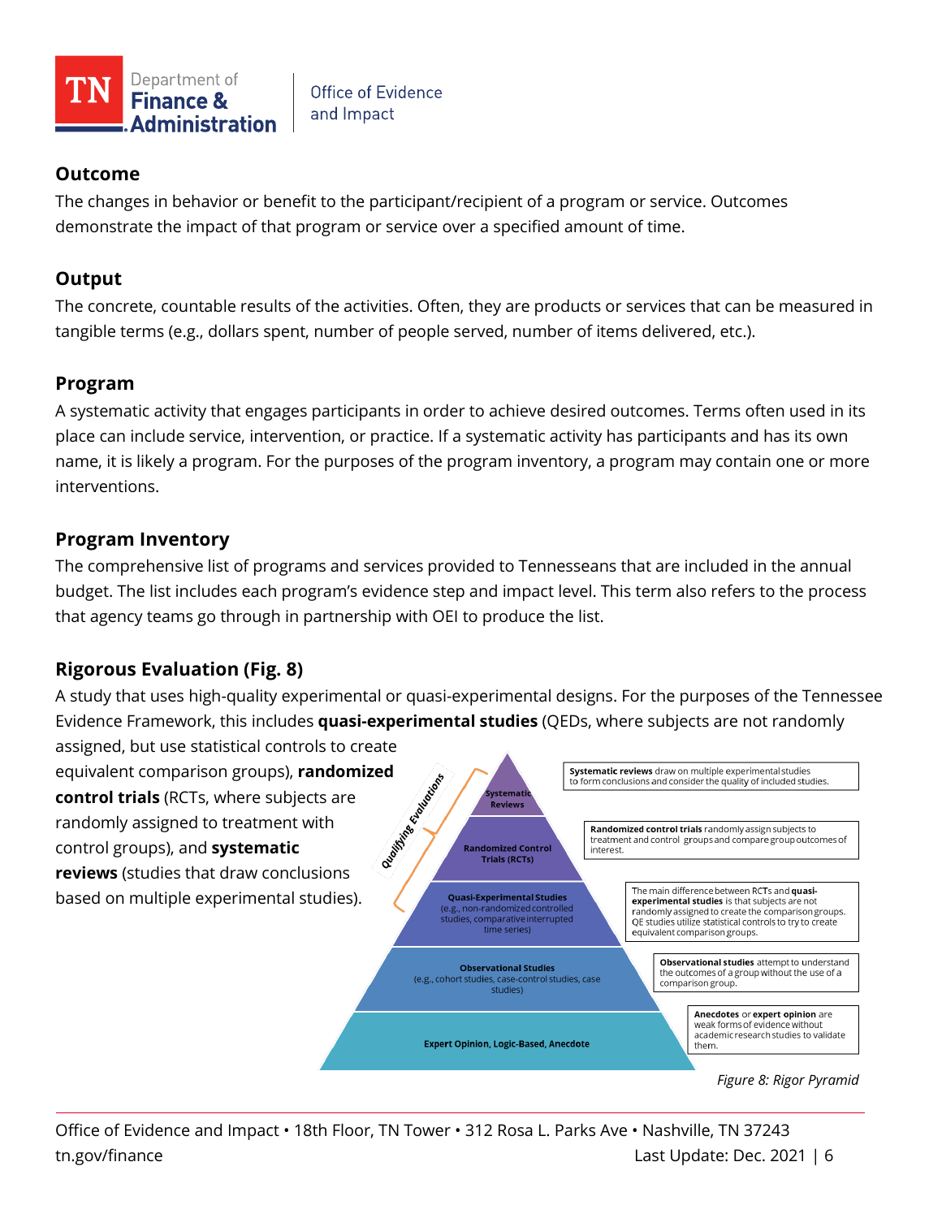### Outcome

The changes in behavior or benefit to the participant/recipient of a program or service. Outcomes demonstrate the impact of that program or service over a specified amount of time.

### Output

The concrete, countable results of the activities. Often, they are products or services that can be measured in tangible terms (e.g., dollars spent, number of people served, number of items delivered, etc.).

### Program

A systematic activity that engages participants in order to achieve desired outcomes. Terms often used in its place can include service, intervention, or practice. If a systematic activity has participants and has its own name, it is likely a program. For the purposes of the program inventory, a program may contain one or more interventions.

### Program Inventory

The comprehensive list of programs and services provided to Tennesseans that are included in the annual budget. The list includes each program's evidence step and impact level. This term also refers to the process that agency teams go through in partnership with OEI to produce the list.

### Rigorous Evaluation (Fig. 8)

A study that uses high-quality experimental or quasi-experimental designs. For the purposes of the Tennessee Evidence Framework, this includes **quasi-experimental studies** (QEDs, where subjects are not randomly assigned, but use statistical controls to create equivalent comparison groups), **randomized control trials** (RCTs, where subjects are randomly assigned to treatment with control groups), and **systematic reviews** (studies that draw conclusions based on multiple experimental studies).

*Qualifying Evaluations*

- **Systematic Reviews** — **Systematic reviews** draw on multiple experimental studies to form conclusions and consider the quality of included studies.
- **Randomized Control Trials (RCTs)** — **Randomized control trials** randomly assign subjects to treatment and control groups and compare group outcomes of interest.
- **Quasi-Experimental Studies** (e.g., non-randomized controlled studies, comparative interrupted time series) — The main difference between RCTs and **quasi-experimental studies** is that subjects are not randomly assigned to create the comparison groups. QE studies utilize statistical controls to try to create equivalent comparison groups.
- **Observational Studies** (e.g., cohort studies, case-control studies, case studies) — **Observational studies** attempt to understand the outcomes of a group without the use of a comparison group.
- **Expert Opinion, Logic-Based, Anecdote** — **Anecdotes** or **expert opinion** are weak forms of evidence without academic research studies to validate them.

*Figure 8: Rigor Pyramid*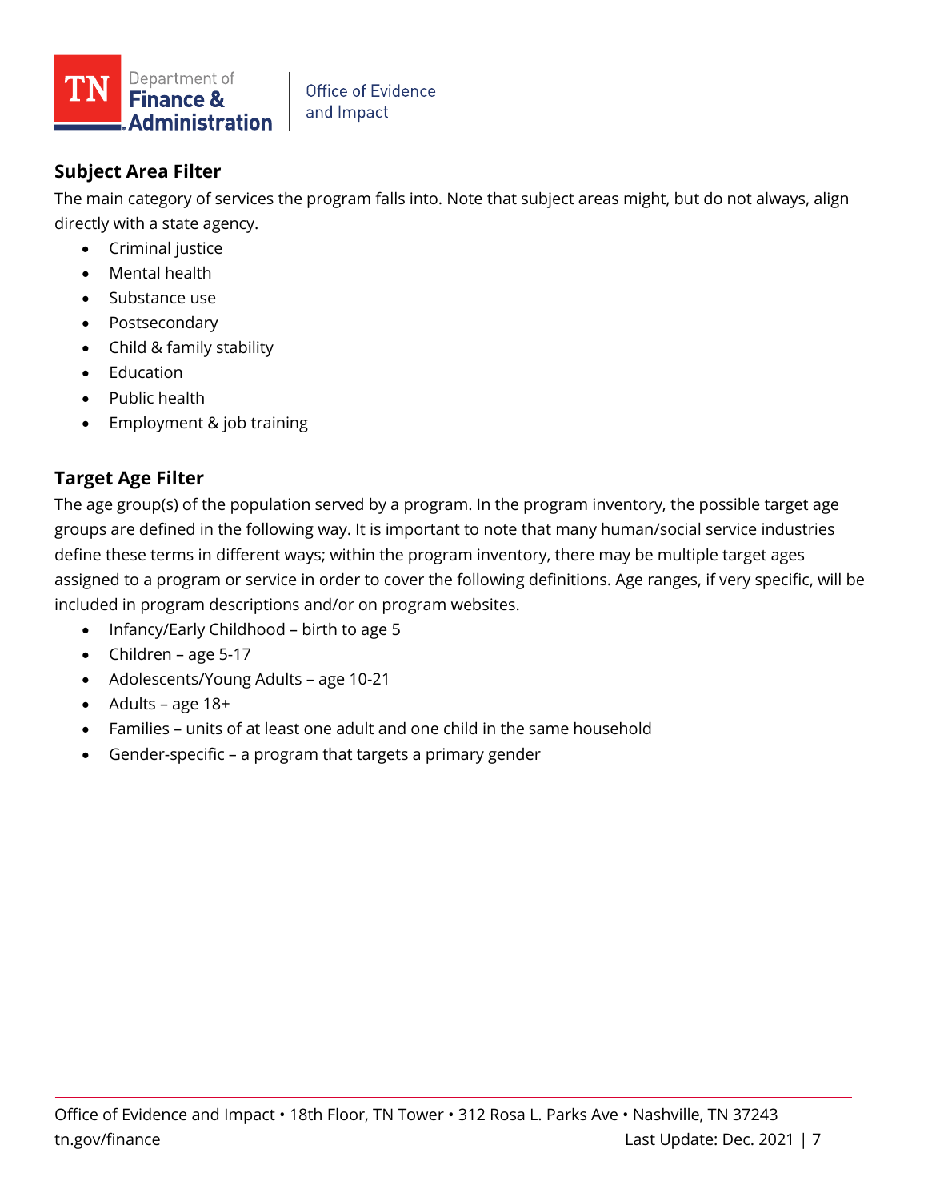## Subject Area Filter

The main category of services the program falls into. Note that subject areas might, but do not always, align directly with a state agency.

- Criminal justice
- Mental health
- Substance use
- Postsecondary
- Child & family stability
- Education
- Public health
- Employment & job training

## Target Age Filter

The age group(s) of the population served by a program. In the program inventory, the possible target age groups are defined in the following way. It is important to note that many human/social service industries define these terms in different ways; within the program inventory, there may be multiple target ages assigned to a program or service in order to cover the following definitions. Age ranges, if very specific, will be included in program descriptions and/or on program websites.

- Infancy/Early Childhood – birth to age 5
- Children – age 5-17
- Adolescents/Young Adults – age 10-21
- Adults – age 18+
- Families – units of at least one adult and one child in the same household
- Gender-specific – a program that targets a primary gender